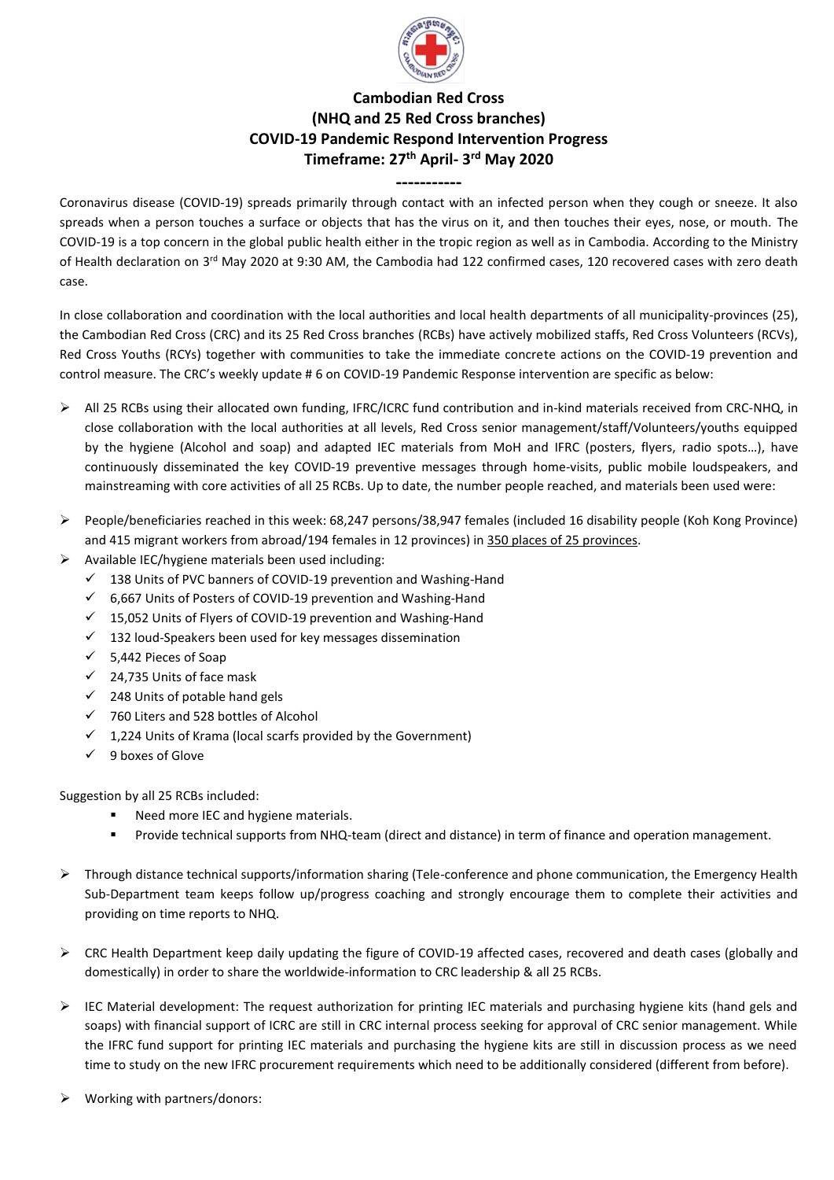# Cambodian Red Cross
## (NHQ and 25 Red Cross branches)
## COVID-19 Pandemic Respond Intervention Progress
## Timeframe: 27th April- 3rd May 2020

-----------

Coronavirus disease (COVID-19) spreads primarily through contact with an infected person when they cough or sneeze. It also spreads when a person touches a surface or objects that has the virus on it, and then touches their eyes, nose, or mouth. The COVID-19 is a top concern in the global public health either in the tropic region as well as in Cambodia. According to the Ministry of Health declaration on 3rd May 2020 at 9:30 AM, the Cambodia had 122 confirmed cases, 120 recovered cases with zero death case.

In close collaboration and coordination with the local authorities and local health departments of all municipality-provinces (25), the Cambodian Red Cross (CRC) and its 25 Red Cross branches (RCBs) have actively mobilized staffs, Red Cross Volunteers (RCVs), Red Cross Youths (RCYs) together with communities to take the immediate concrete actions on the COVID-19 prevention and control measure. The CRC's weekly update # 6 on COVID-19 Pandemic Response intervention are specific as below:

- All 25 RCBs using their allocated own funding, IFRC/ICRC fund contribution and in-kind materials received from CRC-NHQ, in close collaboration with the local authorities at all levels, Red Cross senior management/staff/Volunteers/youths equipped by the hygiene (Alcohol and soap) and adapted IEC materials from MoH and IFRC (posters, flyers, radio spots…), have continuously disseminated the key COVID-19 preventive messages through home-visits, public mobile loudspeakers, and mainstreaming with core activities of all 25 RCBs. Up to date, the number people reached, and materials been used were:

- People/beneficiaries reached in this week: 68,247 persons/38,947 females (included 16 disability people (Koh Kong Province) and 415 migrant workers from abroad/194 females in 12 provinces) in 350 places of 25 provinces.
- Available IEC/hygiene materials been used including:
  - ✓ 138 Units of PVC banners of COVID-19 prevention and Washing-Hand
  - ✓ 6,667 Units of Posters of COVID-19 prevention and Washing-Hand
  - ✓ 15,052 Units of Flyers of COVID-19 prevention and Washing-Hand
  - ✓ 132 loud-Speakers been used for key messages dissemination
  - ✓ 5,442 Pieces of Soap
  - ✓ 24,735 Units of face mask
  - ✓ 248 Units of potable hand gels
  - ✓ 760 Liters and 528 bottles of Alcohol
  - ✓ 1,224 Units of Krama (local scarfs provided by the Government)
  - ✓ 9 boxes of Glove

Suggestion by all 25 RCBs included:

- Need more IEC and hygiene materials.
- Provide technical supports from NHQ-team (direct and distance) in term of finance and operation management.

- Through distance technical supports/information sharing (Tele-conference and phone communication, the Emergency Health Sub-Department team keeps follow up/progress coaching and strongly encourage them to complete their activities and providing on time reports to NHQ.

- CRC Health Department keep daily updating the figure of COVID-19 affected cases, recovered and death cases (globally and domestically) in order to share the worldwide-information to CRC leadership & all 25 RCBs.

- IEC Material development: The request authorization for printing IEC materials and purchasing hygiene kits (hand gels and soaps) with financial support of ICRC are still in CRC internal process seeking for approval of CRC senior management. While the IFRC fund support for printing IEC materials and purchasing the hygiene kits are still in discussion process as we need time to study on the new IFRC procurement requirements which need to be additionally considered (different from before).

- Working with partners/donors: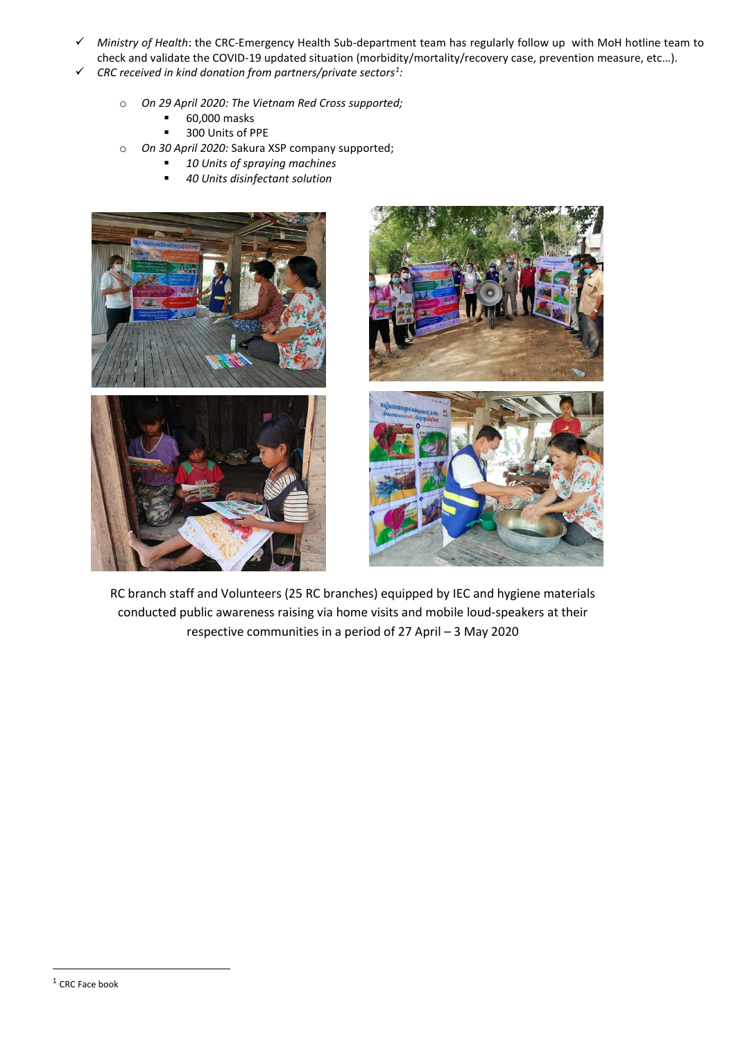- ✓ *Ministry of Health*: the CRC-Emergency Health Sub-department team has regularly follow up with MoH hotline team to check and validate the COVID-19 updated situation (morbidity/mortality/recovery case, prevention measure, etc…).
- ✓ *CRC received in kind donation from partners/private sectors*[1]*:*
  - *On 29 April 2020: The Vietnam Red Cross supported;*
    - 60,000 masks
    - 300 Units of PPE
  - *On 30 April 2020:* Sakura XSP company supported;
    - *10 Units of spraying machines*
    - *40 Units disinfectant solution*

RC branch staff and Volunteers (25 RC branches) equipped by IEC and hygiene materials conducted public awareness raising via home visits and mobile loud-speakers at their respective communities in a period of 27 April – 3 May 2020

[1] CRC Face book